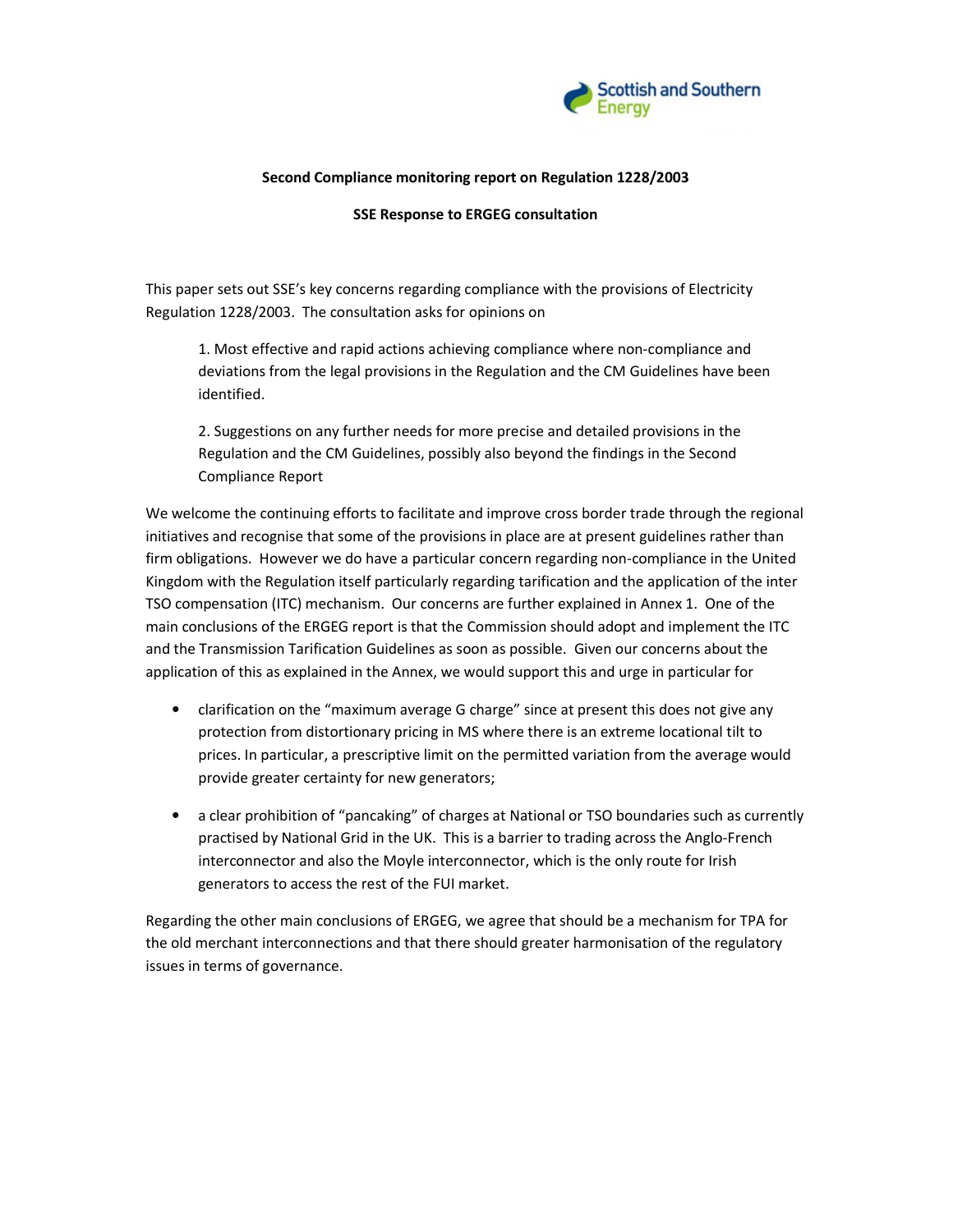**Second Compliance monitoring report on Regulation 1228/2003**

**SSE Response to ERGEG consultation**

This paper sets out SSE's key concerns regarding compliance with the provisions of Electricity Regulation 1228/2003. The consultation asks for opinions on

> 1. Most effective and rapid actions achieving compliance where non-compliance and deviations from the legal provisions in the Regulation and the CM Guidelines have been identified.
>
> 2. Suggestions on any further needs for more precise and detailed provisions in the Regulation and the CM Guidelines, possibly also beyond the findings in the Second Compliance Report

We welcome the continuing efforts to facilitate and improve cross border trade through the regional initiatives and recognise that some of the provisions in place are at present guidelines rather than firm obligations. However we do have a particular concern regarding non-compliance in the United Kingdom with the Regulation itself particularly regarding tarification and the application of the inter TSO compensation (ITC) mechanism. Our concerns are further explained in Annex 1. One of the main conclusions of the ERGEG report is that the Commission should adopt and implement the ITC and the Transmission Tarification Guidelines as soon as possible. Given our concerns about the application of this as explained in the Annex, we would support this and urge in particular for

- clarification on the "maximum average G charge" since at present this does not give any protection from distortionary pricing in MS where there is an extreme locational tilt to prices. In particular, a prescriptive limit on the permitted variation from the average would provide greater certainty for new generators;
- a clear prohibition of "pancaking" of charges at National or TSO boundaries such as currently practised by National Grid in the UK. This is a barrier to trading across the Anglo-French interconnector and also the Moyle interconnector, which is the only route for Irish generators to access the rest of the FUI market.

Regarding the other main conclusions of ERGEG, we agree that should be a mechanism for TPA for the old merchant interconnections and that there should greater harmonisation of the regulatory issues in terms of governance.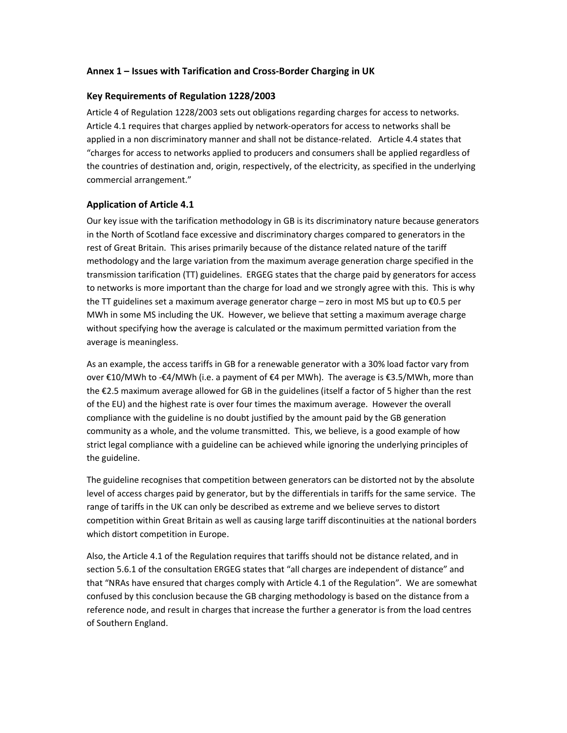## Annex 1 – Issues with Tarification and Cross-Border Charging in UK

### Key Requirements of Regulation 1228/2003

Article 4 of Regulation 1228/2003 sets out obligations regarding charges for access to networks. Article 4.1 requires that charges applied by network-operators for access to networks shall be applied in a non discriminatory manner and shall not be distance-related. Article 4.4 states that "charges for access to networks applied to producers and consumers shall be applied regardless of the countries of destination and, origin, respectively, of the electricity, as specified in the underlying commercial arrangement."

### Application of Article 4.1

Our key issue with the tarification methodology in GB is its discriminatory nature because generators in the North of Scotland face excessive and discriminatory charges compared to generators in the rest of Great Britain. This arises primarily because of the distance related nature of the tariff methodology and the large variation from the maximum average generation charge specified in the transmission tarification (TT) guidelines. ERGEG states that the charge paid by generators for access to networks is more important than the charge for load and we strongly agree with this. This is why the TT guidelines set a maximum average generator charge – zero in most MS but up to €0.5 per MWh in some MS including the UK. However, we believe that setting a maximum average charge without specifying how the average is calculated or the maximum permitted variation from the average is meaningless.

As an example, the access tariffs in GB for a renewable generator with a 30% load factor vary from over €10/MWh to -€4/MWh (i.e. a payment of €4 per MWh). The average is €3.5/MWh, more than the €2.5 maximum average allowed for GB in the guidelines (itself a factor of 5 higher than the rest of the EU) and the highest rate is over four times the maximum average. However the overall compliance with the guideline is no doubt justified by the amount paid by the GB generation community as a whole, and the volume transmitted. This, we believe, is a good example of how strict legal compliance with a guideline can be achieved while ignoring the underlying principles of the guideline.

The guideline recognises that competition between generators can be distorted not by the absolute level of access charges paid by generator, but by the differentials in tariffs for the same service. The range of tariffs in the UK can only be described as extreme and we believe serves to distort competition within Great Britain as well as causing large tariff discontinuities at the national borders which distort competition in Europe.

Also, the Article 4.1 of the Regulation requires that tariffs should not be distance related, and in section 5.6.1 of the consultation ERGEG states that "all charges are independent of distance" and that "NRAs have ensured that charges comply with Article 4.1 of the Regulation". We are somewhat confused by this conclusion because the GB charging methodology is based on the distance from a reference node, and result in charges that increase the further a generator is from the load centres of Southern England.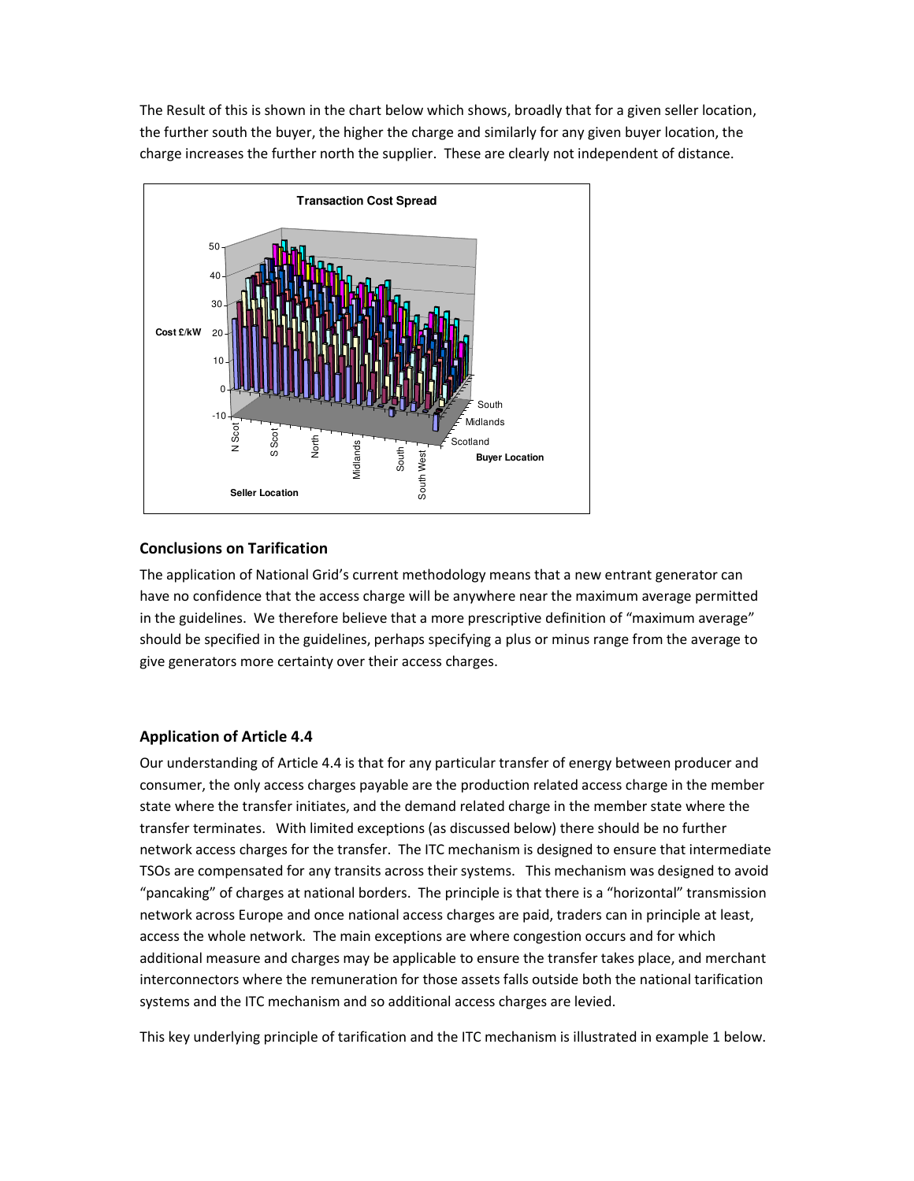The Result of this is shown in the chart below which shows, broadly that for a given seller location, the further south the buyer, the higher the charge and similarly for any given buyer location, the charge increases the further north the supplier. These are clearly not independent of distance.

## Conclusions on Tarification

The application of National Grid's current methodology means that a new entrant generator can have no confidence that the access charge will be anywhere near the maximum average permitted in the guidelines. We therefore believe that a more prescriptive definition of "maximum average" should be specified in the guidelines, perhaps specifying a plus or minus range from the average to give generators more certainty over their access charges.

## Application of Article 4.4

Our understanding of Article 4.4 is that for any particular transfer of energy between producer and consumer, the only access charges payable are the production related access charge in the member state where the transfer initiates, and the demand related charge in the member state where the transfer terminates. With limited exceptions (as discussed below) there should be no further network access charges for the transfer. The ITC mechanism is designed to ensure that intermediate TSOs are compensated for any transits across their systems. This mechanism was designed to avoid "pancaking" of charges at national borders. The principle is that there is a "horizontal" transmission network across Europe and once national access charges are paid, traders can in principle at least, access the whole network. The main exceptions are where congestion occurs and for which additional measure and charges may be applicable to ensure the transfer takes place, and merchant interconnectors where the remuneration for those assets falls outside both the national tarification systems and the ITC mechanism and so additional access charges are levied.

This key underlying principle of tarification and the ITC mechanism is illustrated in example 1 below.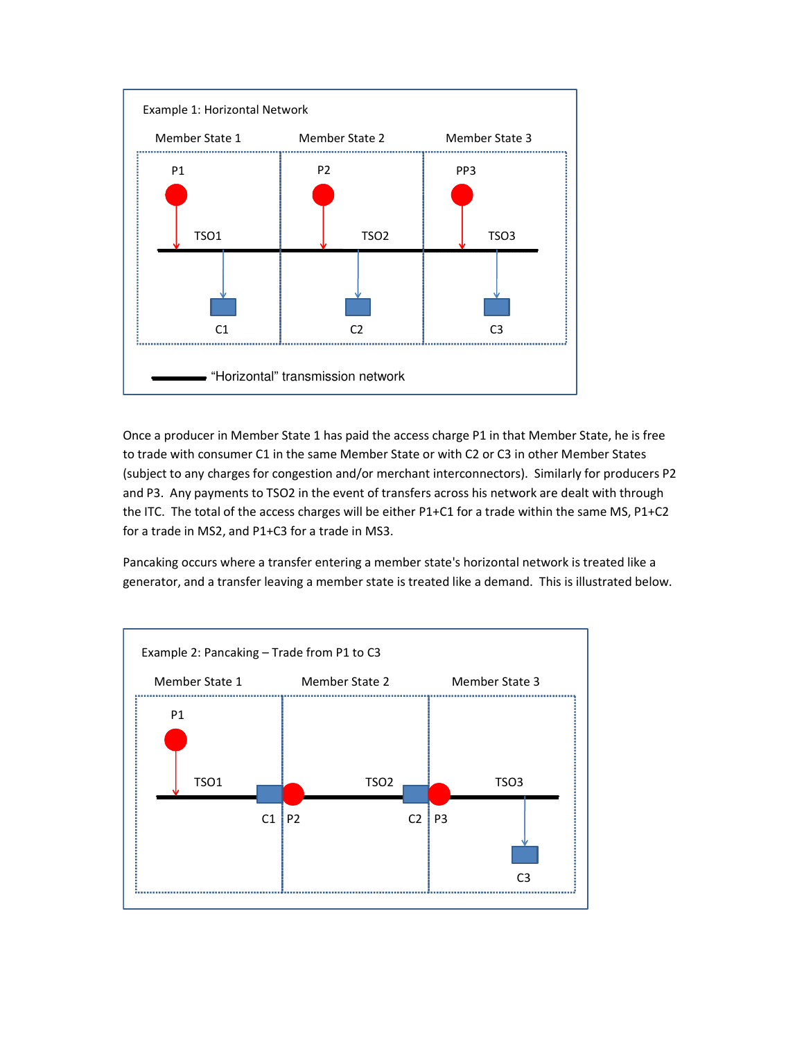Example 1: Horizontal Network

Member State 1 | Member State 2 | Member State 3

P1 | P2 | PP3

TSO1 | TSO2 | TSO3

C1 | C2 | C3

"Horizontal" transmission network

Once a producer in Member State 1 has paid the access charge P1 in that Member State, he is free to trade with consumer C1 in the same Member State or with C2 or C3 in other Member States (subject to any charges for congestion and/or merchant interconnectors). Similarly for producers P2 and P3. Any payments to TSO2 in the event of transfers across his network are dealt with through the ITC. The total of the access charges will be either P1+C1 for a trade within the same MS, P1+C2 for a trade in MS2, and P1+C3 for a trade in MS3.

Pancaking occurs where a transfer entering a member state's horizontal network is treated like a generator, and a transfer leaving a member state is treated like a demand. This is illustrated below.

Example 2: Pancaking – Trade from P1 to C3

Member State 1 | Member State 2 | Member State 3

P1

TSO1 | TSO2 | TSO3

C1 | P2 | C2 | P3

C3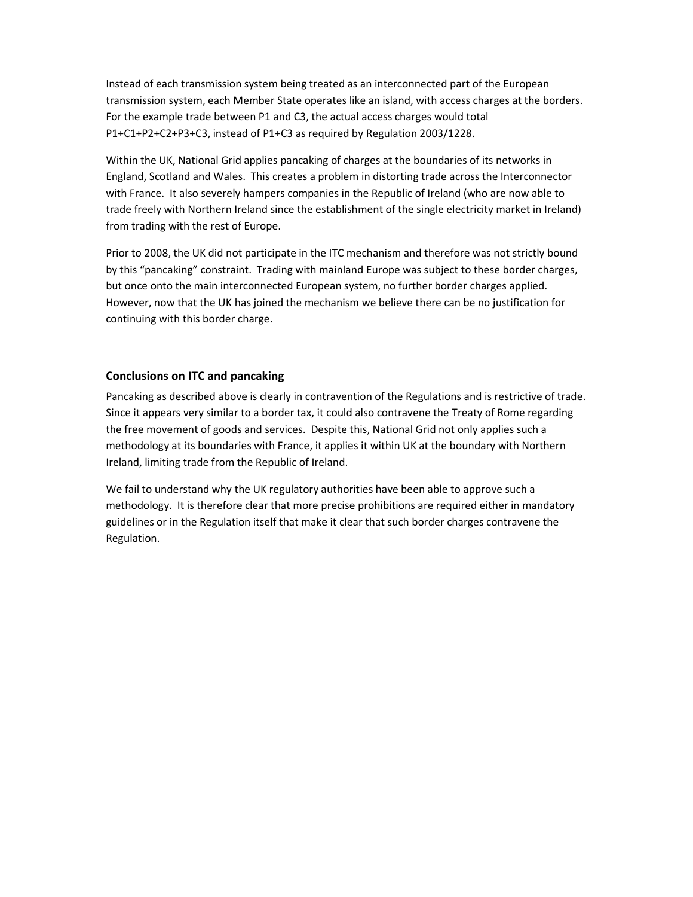Instead of each transmission system being treated as an interconnected part of the European transmission system, each Member State operates like an island, with access charges at the borders. For the example trade between P1 and C3, the actual access charges would total P1+C1+P2+C2+P3+C3, instead of P1+C3 as required by Regulation 2003/1228.

Within the UK, National Grid applies pancaking of charges at the boundaries of its networks in England, Scotland and Wales. This creates a problem in distorting trade across the Interconnector with France. It also severely hampers companies in the Republic of Ireland (who are now able to trade freely with Northern Ireland since the establishment of the single electricity market in Ireland) from trading with the rest of Europe.

Prior to 2008, the UK did not participate in the ITC mechanism and therefore was not strictly bound by this "pancaking" constraint. Trading with mainland Europe was subject to these border charges, but once onto the main interconnected European system, no further border charges applied. However, now that the UK has joined the mechanism we believe there can be no justification for continuing with this border charge.

### Conclusions on ITC and pancaking

Pancaking as described above is clearly in contravention of the Regulations and is restrictive of trade. Since it appears very similar to a border tax, it could also contravene the Treaty of Rome regarding the free movement of goods and services. Despite this, National Grid not only applies such a methodology at its boundaries with France, it applies it within UK at the boundary with Northern Ireland, limiting trade from the Republic of Ireland.

We fail to understand why the UK regulatory authorities have been able to approve such a methodology. It is therefore clear that more precise prohibitions are required either in mandatory guidelines or in the Regulation itself that make it clear that such border charges contravene the Regulation.